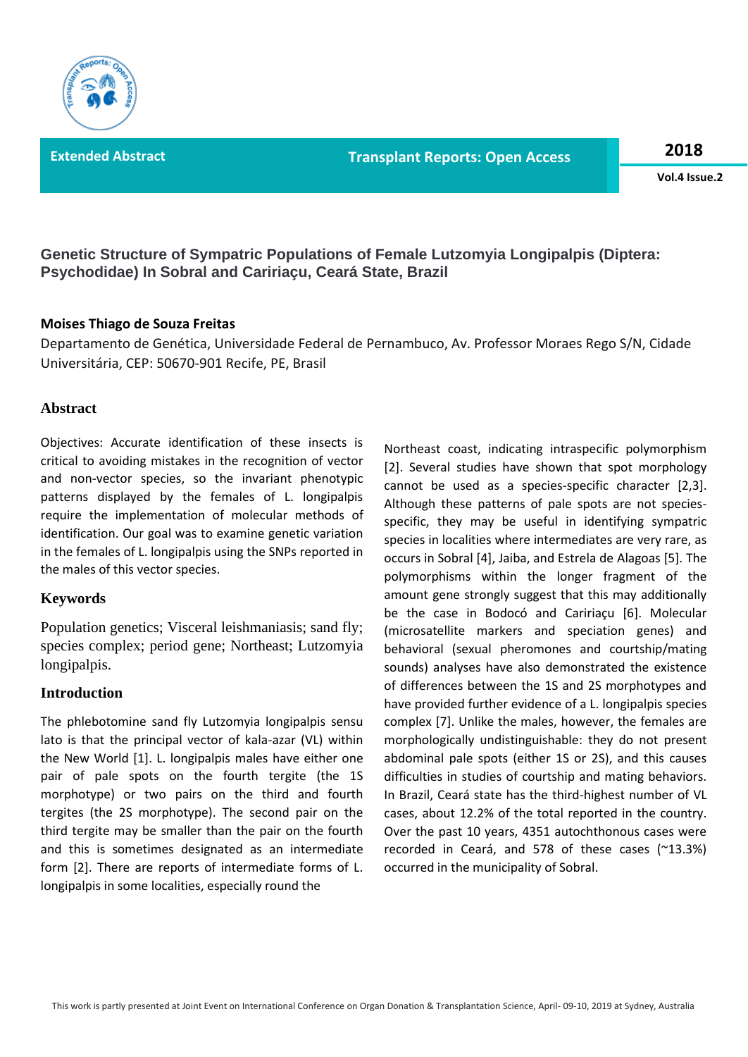Extended Abstract

# Genetic Structure of Sympatric Populations of Female Lutzomyia Longipalpis (Diptera: Psychodidae) In Sobral and Caririaçu, Ceará State, Brazil

**Moises Thiago de Souza Freitas**

Departamento de Genética, Universidade Federal de Pernambuco, Av. Professor Moraes Rego S/N, Cidade Universitária, CEP: 50670-901 Recife, PE, Brasil

## Abstract

Objectives: Accurate identification of these insects is critical to avoiding mistakes in the recognition of vector and non-vector species, so the invariant phenotypic patterns displayed by the females of L. longipalpis require the implementation of molecular methods of identification. Our goal was to examine genetic variation in the females of L. longipalpis using the SNPs reported in the males of this vector species.

## Keywords

Population genetics; Visceral leishmaniasis; sand fly; species complex; period gene; Northeast; Lutzomyia longipalpis.

## Introduction

The phlebotomine sand fly Lutzomyia longipalpis sensu lato is that the principal vector of kala-azar (VL) within the New World [1]. L. longipalpis males have either one pair of pale spots on the fourth tergite (the 1S morphotype) or two pairs on the third and fourth tergites (the 2S morphotype). The second pair on the third tergite may be smaller than the pair on the fourth and this is sometimes designated as an intermediate form [2]. There are reports of intermediate forms of L. longipalpis in some localities, especially round the Northeast coast, indicating intraspecific polymorphism [2]. Several studies have shown that spot morphology cannot be used as a species-specific character [2,3]. Although these patterns of pale spots are not species-specific, they may be useful in identifying sympatric species in localities where intermediates are very rare, as occurs in Sobral [4], Jaiba, and Estrela de Alagoas [5]. The polymorphisms within the longer fragment of the amount gene strongly suggest that this may additionally be the case in Bodocó and Caririaçu [6]. Molecular (microsatellite markers and speciation genes) and behavioral (sexual pheromones and courtship/mating sounds) analyses have also demonstrated the existence of differences between the 1S and 2S morphotypes and have provided further evidence of a L. longipalpis species complex [7]. Unlike the males, however, the females are morphologically undistinguishable: they do not present abdominal pale spots (either 1S or 2S), and this causes difficulties in studies of courtship and mating behaviors. In Brazil, Ceará state has the third-highest number of VL cases, about 12.2% of the total reported in the country. Over the past 10 years, 4351 autochthonous cases were recorded in Ceará, and 578 of these cases (~13.3%) occurred in the municipality of Sobral.

This work is partly presented at Joint Event on International Conference on Organ Donation & Transplantation Science, April- 09-10, 2019 at Sydney, Australia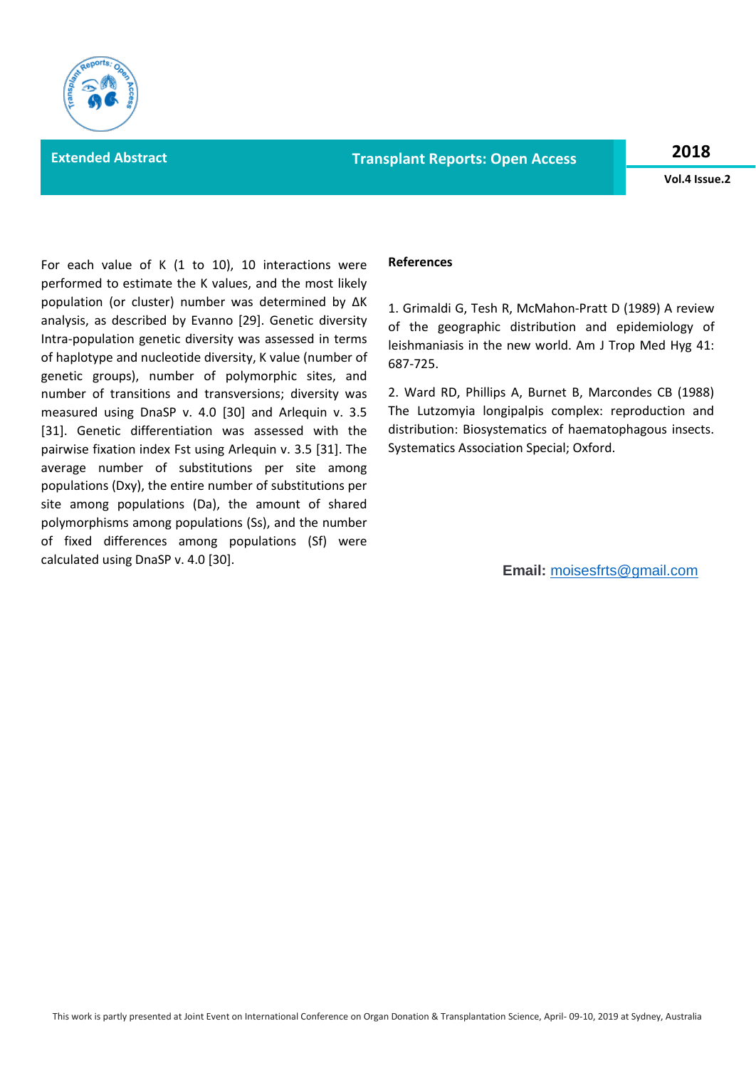For each value of K (1 to 10), 10 interactions were performed to estimate the K values, and the most likely population (or cluster) number was determined by ΔK analysis, as described by Evanno [29]. Genetic diversity Intra-population genetic diversity was assessed in terms of haplotype and nucleotide diversity, K value (number of genetic groups), number of polymorphic sites, and number of transitions and transversions; diversity was measured using DnaSP v. 4.0 [30] and Arlequin v. 3.5 [31]. Genetic differentiation was assessed with the pairwise fixation index Fst using Arlequin v. 3.5 [31]. The average number of substitutions per site among populations (Dxy), the entire number of substitutions per site among populations (Da), the amount of shared polymorphisms among populations (Ss), and the number of fixed differences among populations (Sf) were calculated using DnaSP v. 4.0 [30].

**References**

1. Grimaldi G, Tesh R, McMahon-Pratt D (1989) A review of the geographic distribution and epidemiology of leishmaniasis in the new world. Am J Trop Med Hyg 41: 687-725.

2. Ward RD, Phillips A, Burnet B, Marcondes CB (1988) The Lutzomyia longipalpis complex: reproduction and distribution: Biosystematics of haematophagous insects. Systematics Association Special; Oxford.

**Email:** moisesfrts@gmail.com